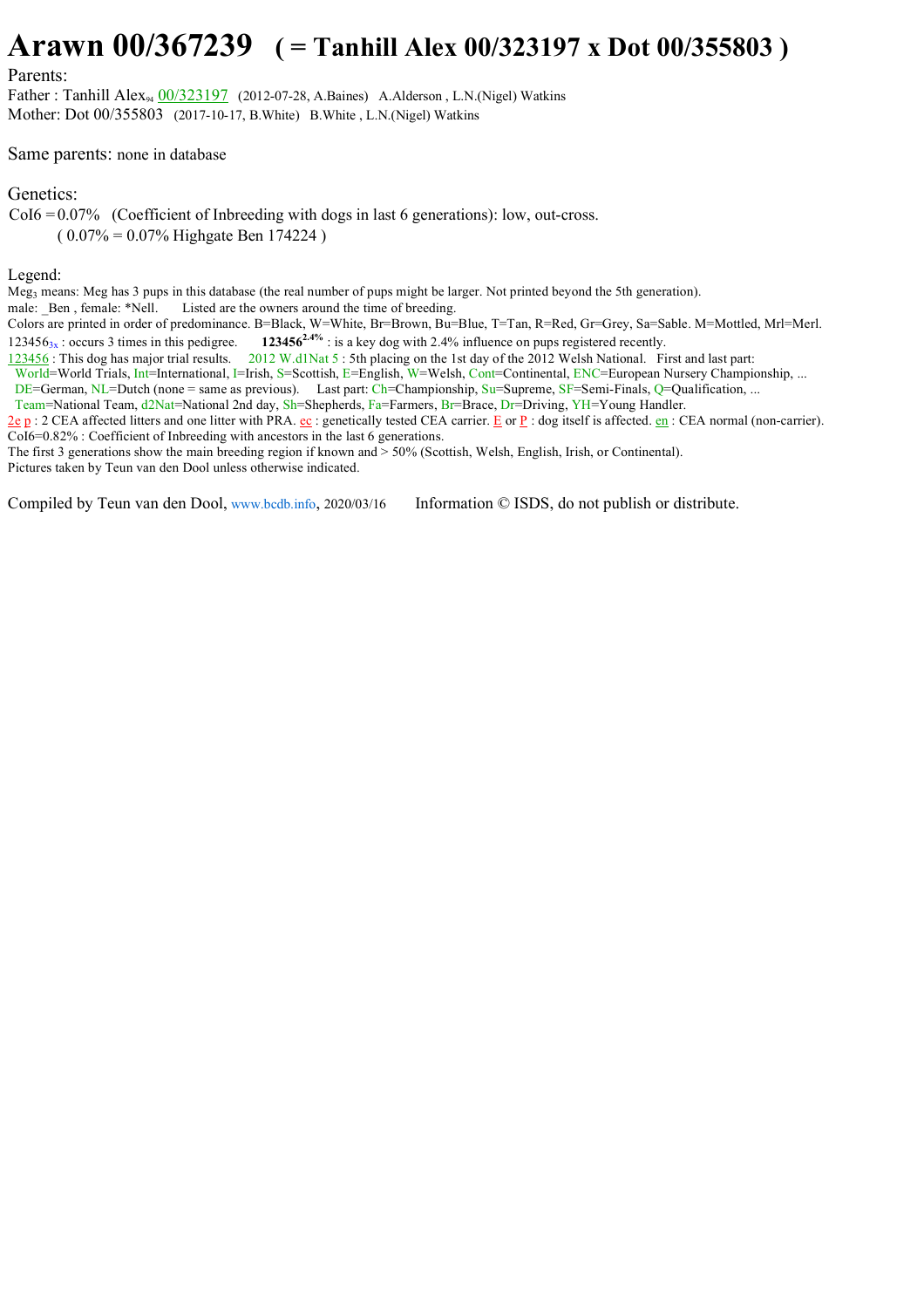# Arawn 00/367239 ( = Tanhill Alex 00/323197 x Dot 00/355803 )

Parents:
Father : Tanhill Alex$_{94}$ 00/323197 (2012-07-28, A.Baines) A.Alderson , L.N.(Nigel) Watkins
Mother: Dot 00/355803 (2017-10-17, B.White) B.White , L.N.(Nigel) Watkins

Same parents: none in database

Genetics:
CoI6 = 0.07% (Coefficient of Inbreeding with dogs in last 6 generations): low, out-cross.
( 0.07% = 0.07% Highgate Ben 174224 )

Legend:
Meg$_3$ means: Meg has 3 pups in this database (the real number of pups might be larger. Not printed beyond the 5th generation).
male: _Ben , female: *Nell. Listed are the owners around the time of breeding.
Colors are printed in order of predominance. B=Black, W=White, Br=Brown, Bu=Blue, T=Tan, R=Red, Gr=Grey, Sa=Sable. M=Mottled, Mrl=Merl.
123456$_{3x}$ : occurs 3 times in this pedigree. **123456**$^{2.4\%}$ : is a key dog with 2.4% influence on pups registered recently.
123456 : This dog has major trial results. 2012 W.d1Nat 5 : 5th placing on the 1st day of the 2012 Welsh National. First and last part:
World=World Trials, Int=International, I=Irish, S=Scottish, E=English, W=Welsh, Cont=Continental, ENC=European Nursery Championship, ...
DE=German, NL=Dutch (none = same as previous). Last part: Ch=Championship, Su=Supreme, SF=Semi-Finals, Q=Qualification, ...
Team=National Team, d2Nat=National 2nd day, Sh=Shepherds, Fa=Farmers, Br=Brace, Dr=Driving, YH=Young Handler.
2e p : 2 CEA affected litters and one litter with PRA. ec : genetically tested CEA carrier. E or P : dog itself is affected. en : CEA normal (non-carrier).
CoI6=0.82% : Coefficient of Inbreeding with ancestors in the last 6 generations.
The first 3 generations show the main breeding region if known and > 50% (Scottish, Welsh, English, Irish, or Continental).
Pictures taken by Teun van den Dool unless otherwise indicated.

Compiled by Teun van den Dool, www.bcdb.info, 2020/03/16 Information © ISDS, do not publish or distribute.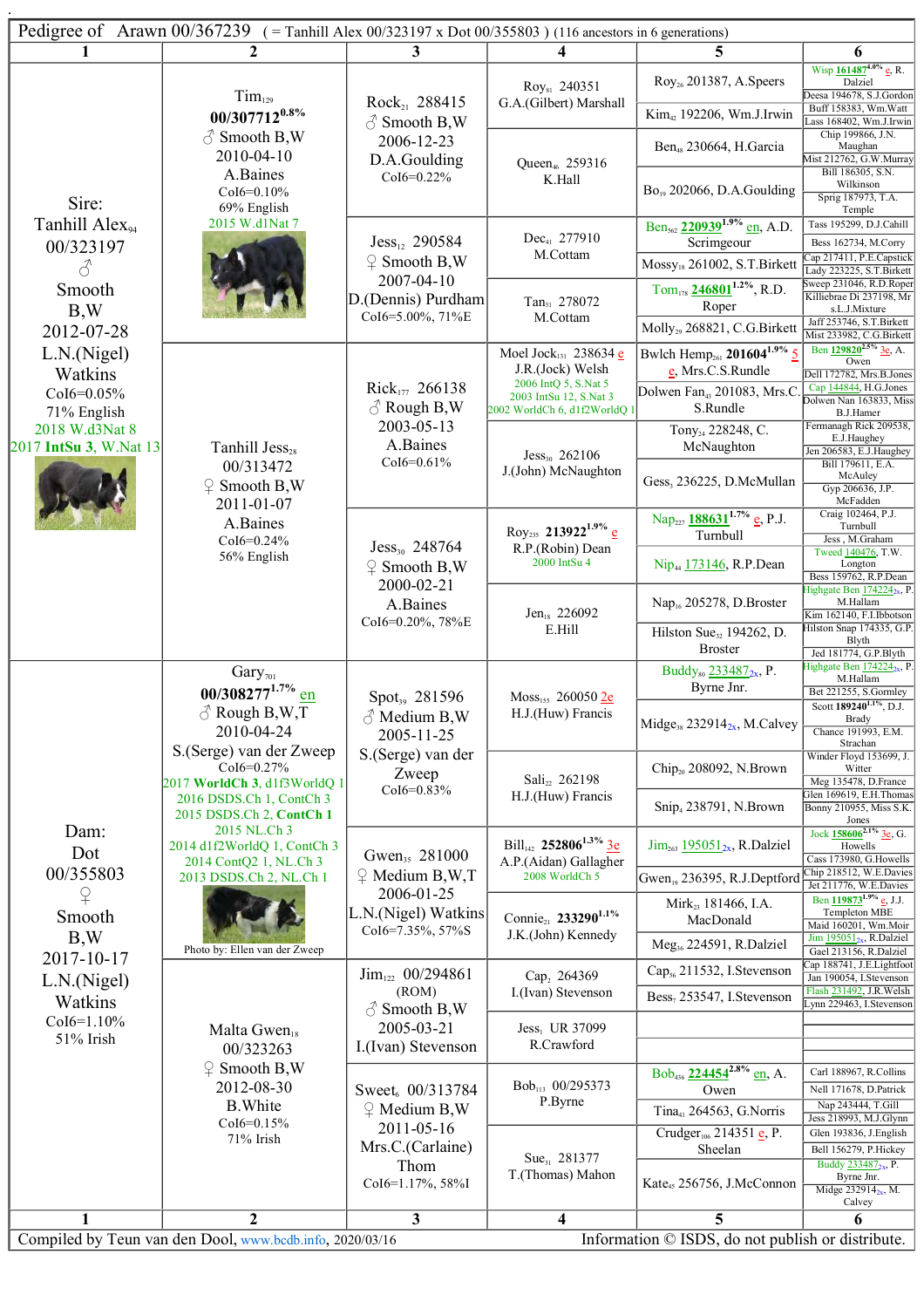# Pedigree of Arawn 00/367239 ( = Tanhill Alex 00/323197 x Dot 00/355803 ) (116 ancestors in 6 generations)

| 1 | 2 | 3 | 4 | 5 | 6 |
|---|---|---|---|---|---|
| Sire: Tanhill Alex$_{94}$ 00/323197 ♂ Smooth B,W 2012-07-28 L.N.(Nigel) Watkins CoI6=0.05% 71% English 2018 W.d3Nat 8 2017 IntSu 3, W.Nat 13 | Tim$_{129}$ **00/307712**$^{0.8\%}$ ♂ Smooth B,W 2010-04-10 A.Baines CoI6=0.10% 69% English 2015 W.d1Nat 7 | Rock$_{21}$ 288415 ♂ Smooth B,W 2006-12-23 D.A.Goulding CoI6=0.22% | Roy$_{81}$ 240351 G.A.(Gilbert) Marshall | Roy$_{26}$ 201387, A.Speers | Wisp **161487**$^{4.0\%}$ e, R. Dalziel |
| | | | | | Deesa 194678, S.J.Gordon |
| | | | | Kim$_{42}$ 192206, Wm.J.Irwin | Buff 158383, Wm.Watt |
| | | | | | Lass 168402, Wm.J.Irwin |
| | | | Queen$_{46}$ 259316 K.Hall | Ben$_{48}$ 230664, H.Garcia | Chip 199866, J.N. Maughan |
| | | | | | Mist 212762, G.W.Murray |
| | | | | Bo$_{19}$ 202066, D.A.Goulding | Bill 186305, S.N. Wilkinson |
| | | | | | Sprig 187973, T.A. Temple |
| | | Jess$_{12}$ 290584 ♀ Smooth B,W 2007-04-10 D.(Dennis) Purdham CoI6=5.00%, 71%E | Dec$_{41}$ 277910 M.Cottam | Ben$_{562}$ **220939**$^{1.9\%}$ en, A.D. Scrimgeour | Tass 195299, D.J.Cahill |
| | | | | | Bess 162734, M.Corry |
| | | | | Mossy$_{18}$ 261002, S.T.Birkett | Cap 217411, P.E.Capstick |
| | | | | | Lady 223225, S.T.Birkett |
| | | | Tan$_{31}$ 278072 M.Cottam | Tom$_{178}$ **246801**$^{1.2\%}$, R.D. Roper | Sweep 231046, R.D.Roper |
| | | | | | Killiebrae Di 237198, Mr s.L.J.Mixture |
| | | | | Molly$_{29}$ 268821, C.G.Birkett | Jaff 253746, S.T.Birkett |
| | | | | | Mist 233982, C.G.Birkett |
| | Tanhill Jess$_{28}$ 00/313472 ♀ Smooth B,W 2011-01-07 A.Baines CoI6=0.24% 56% English | Rick$_{177}$ 266138 ♂ Rough B,W 2003-05-13 A.Baines CoI6=0.61% | Moel Jock$_{131}$ 238634 e J.R.(Jock) Welsh 2006 IntQ 5, S.Nat 5 2003 IntSu 12, S.Nat 3 2002 WorldCh 6, d1f2WorldQ 1 | Bwlch Hemp$_{261}$ **201604**$^{1.9\%}$ 5 e, Mrs.C.S.Rundle | Ben **129820**$^{2.5\%}$ 3e, A. Owen |
| | | | | | Dell 172782, Mrs.B.Jones |
| | | | | Dolwen Fan$_{43}$ 201083, Mrs.C. S.Rundle | Cap 144844, H.G.Jones |
| | | | | | Dolwen Nan 163833, Miss B.J.Hamer |
| | | | Jess$_{30}$ 262106 J.(John) McNaughton | Tony$_{24}$ 228248, C. McNaughton | Fermanagh Rick 209538, E.J.Haughey |
| | | | | | Jen 206583, E.J.Haughey |
| | | | | Gess$_{5}$ 236225, D.McMullan | Bill 179611, E.A. McAuley |
| | | | | | Gyp 206636, J.P. McFadden |
| | | Jess$_{30}$ 248764 ♀ Smooth B,W 2000-02-21 A.Baines CoI6=0.20%, 78%E | Roy$_{235}$ **213922**$^{1.9\%}$ e R.P.(Robin) Dean 2000 IntSu 4 | Nap$_{227}$ **188631**$^{1.7\%}$ e, P.J. Turnbull | Craig 102464, P.J. Turnbull |
| | | | | | Jess , M.Graham |
| | | | | Nip$_{44}$ 173146, R.P.Dean | Tweed 140476, T.W. Longton |
| | | | | | Bess 159762, R.P.Dean |
| | | | Jen$_{18}$ 226092 E.Hill | Nap$_{16}$ 205278, D.Broster | Highgate Ben 174224$_{2x}$, P. M.Hallam |
| | | | | | Kim 162140, F.I.Ibbotson |
| | | | | Hilston Sue$_{32}$ 194262, D. Broster | Hilston Snap 174335, G.P. Blyth |
| | | | | | Jed 181774, G.P.Blyth |
| Dam: Dot 00/355803 ♀ Smooth B,W 2017-10-17 L.N.(Nigel) Watkins CoI6=1.10% 51% Irish | Gary$_{701}$ **00/308277**$^{1.7\%}$ en ♂ Rough B,W,T 2010-04-24 S.(Serge) van der Zweep CoI6=0.27% 2017 WorldCh 3, d1f3WorldQ 1 2016 DSDS.Ch 1, ContCh 3 2015 DSDS.Ch 2, ContCh 1 2015 NL.Ch 3 2014 d1f2WorldQ 1, ContCh 3 2014 ContQ2 1, NL.Ch 3 2013 DSDS.Ch 2, NL.Ch 1 Photo by: Ellen van der Zweep | Spot$_{39}$ 281596 ♂ Medium B,W 2005-11-25 S.(Serge) van der Zweep CoI6=0.83% | Moss$_{155}$ 260050 2e H.J.(Huw) Francis | Buddy$_{80}$ 233487$_{2x}$, P. Byrne Jnr. | Highgate Ben 174224$_{2x}$, P. M.Hallam |
| | | | | | Bet 221255, S.Gormley |
| | | | | Midge$_{38}$ 232914$_{2x}$, M.Calvey | Scott **189240**$^{1.1\%}$, D.J. Brady |
| | | | | | Chance 191993, E.M. Strachan |
| | | | Sali$_{22}$ 262198 H.J.(Huw) Francis | Chip$_{20}$ 208092, N.Brown | Winder Floyd 153699, J. Witter |
| | | | | | Meg 135478, D.France |
| | | | | Snip$_{4}$ 238791, N.Brown | Glen 169619, E.H.Thomas |
| | | | | | Bonny 210955, Miss S.K. Jones |
| | | Gwen$_{35}$ 281000 ♀ Medium B,W,T 2006-01-25 L.N.(Nigel) Watkins CoI6=7.35%, 57%S | Bill$_{142}$ **252806**$^{1.3\%}$ 3e A.P.(Aidan) Gallagher 2008 WorldCh 5 | Jim$_{263}$ 195051$_{2x}$, R.Dalziel | Jock **158606**$^{2.1\%}$ 3e, G. Howells |
| | | | | | Cass 173980, G.Howells |
| | | | | Gwen$_{19}$ 236395, R.J.Deptford | Chip 218512, W.E.Davies |
| | | | | | Jet 211776, W.E.Davies |
| | | | Connie$_{21}$ **233290**$^{1.1\%}$ J.K.(John) Kennedy | Mirk$_{21}$ 181466, I.A. MacDonald | Ben **119873**$^{1.9\%}$ e, J.J. Templeton MBE |
| | | | | | Maid 160201, Wm.Moir |
| | | | | Meg$_{36}$ 224591, R.Dalziel | Jim 195051$_{2x}$, R.Dalziel |
| | | | | | Gael 213156, R.Dalziel |
| | Malta Gwen$_{18}$ 00/323263 ♀ Smooth B,W 2012-08-30 B.White CoI6=0.15% 71% Irish | Jim$_{122}$ 00/294861 (ROM) ♂ Smooth B,W 2005-03-21 I.(Ivan) Stevenson | Cap$_{7}$ 264369 I.(Ivan) Stevenson | Cap$_{56}$ 211532, I.Stevenson | Cap 188741, J.E.Lightfoot |
| | | | | | Jan 190054, I.Stevenson |
| | | | | Bess$_{7}$ 253547, I.Stevenson | Flash 231492, J.R.Welsh |
| | | | | | Lynn 229463, I.Stevenson |
| | | | Jess$_{1}$ UR 37099 R.Crawford | | |
| | | | | | |
| | | | | | |
| | | | | | |
| | | Sweet$_{6}$ 00/313784 ♀ Medium B,W 2011-05-16 Mrs.C.(Carlaine) Thom CoI6=1.17%, 58%I | Bob$_{113}$ 00/295373 P.Byrne | Bob$_{436}$ **224454**$^{2.8\%}$ en, A. Owen | Carl 188967, R.Collins |
| | | | | | Nell 171678, D.Patrick |
| | | | | Tina$_{41}$ 264563, G.Norris | Nap 243444, T.Gill |
| | | | | | Jess 218993, M.J.Glynn |
| | | | Sue$_{31}$ 281377 T.(Thomas) Mahon | Crudger$_{106}$ 214351 e, P. Sheelan | Glen 193936, J.English |
| | | | | | Bell 156279, P.Hickey |
| | | | | Kate$_{45}$ 256756, J.McConnon | Buddy 233487$_{2x}$, P. Byrne Jnr. |
| | | | | | Midge 232914$_{2x}$, M. Calvey |
| 1 | 2 | 3 | 4 | 5 | 6 |

Compiled by Teun van den Dool, www.bcdb.info, 2020/03/16 — Information © ISDS, do not publish or distribute.